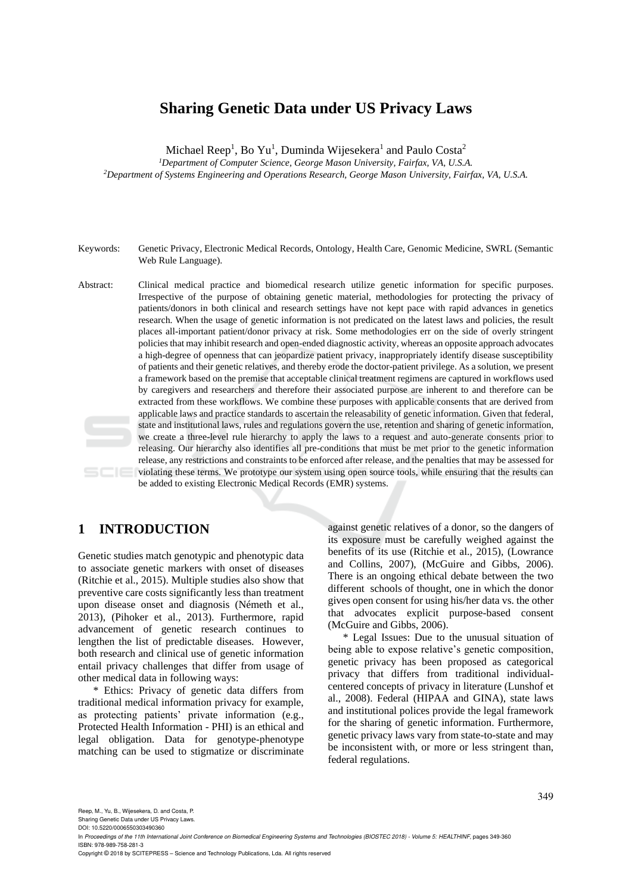# Sharing Genetic Data under US Privacy Laws

Michael Reep[1], Bo Yu[1], Duminda Wijesekera[1] and Paulo Costa[2]

[1]*Department of Computer Science, George Mason University, Fairfax, VA, U.S.A.*
[2]*Department of Systems Engineering and Operations Research, George Mason University, Fairfax, VA, U.S.A.*

Keywords: Genetic Privacy, Electronic Medical Records, Ontology, Health Care, Genomic Medicine, SWRL (Semantic Web Rule Language).

Abstract: Clinical medical practice and biomedical research utilize genetic information for specific purposes. Irrespective of the purpose of obtaining genetic material, methodologies for protecting the privacy of patients/donors in both clinical and research settings have not kept pace with rapid advances in genetics research. When the usage of genetic information is not predicated on the latest laws and policies, the result places all-important patient/donor privacy at risk. Some methodologies err on the side of overly stringent policies that may inhibit research and open-ended diagnostic activity, whereas an opposite approach advocates a high-degree of openness that can jeopardize patient privacy, inappropriately identify disease susceptibility of patients and their genetic relatives, and thereby erode the doctor-patient privilege. As a solution, we present a framework based on the premise that acceptable clinical treatment regimens are captured in workflows used by caregivers and researchers and therefore their associated purpose are inherent to and therefore can be extracted from these workflows. We combine these purposes with applicable consents that are derived from applicable laws and practice standards to ascertain the releasability of genetic information. Given that federal, state and institutional laws, rules and regulations govern the use, retention and sharing of genetic information, we create a three-level rule hierarchy to apply the laws to a request and auto-generate consents prior to releasing. Our hierarchy also identifies all pre-conditions that must be met prior to the genetic information release, any restrictions and constraints to be enforced after release, and the penalties that may be assessed for violating these terms. We prototype our system using open source tools, while ensuring that the results can be added to existing Electronic Medical Records (EMR) systems.

## 1 INTRODUCTION

Genetic studies match genotypic and phenotypic data to associate genetic markers with onset of diseases (Ritchie et al., 2015). Multiple studies also show that preventive care costs significantly less than treatment upon disease onset and diagnosis (Németh et al., 2013), (Pihoker et al., 2013). Furthermore, rapid advancement of genetic research continues to lengthen the list of predictable diseases. However, both research and clinical use of genetic information entail privacy challenges that differ from usage of other medical data in following ways:

* Ethics: Privacy of genetic data differs from traditional medical information privacy for example, as protecting patients' private information (e.g., Protected Health Information - PHI) is an ethical and legal obligation. Data for genotype-phenotype matching can be used to stigmatize or discriminate against genetic relatives of a donor, so the dangers of its exposure must be carefully weighed against the benefits of its use (Ritchie et al., 2015), (Lowrance and Collins, 2007), (McGuire and Gibbs, 2006). There is an ongoing ethical debate between the two different schools of thought, one in which the donor gives open consent for using his/her data vs. the other that advocates explicit purpose-based consent (McGuire and Gibbs, 2006).

* Legal Issues: Due to the unusual situation of being able to expose relative's genetic composition, genetic privacy has been proposed as categorical privacy that differs from traditional individual-centered concepts of privacy in literature (Lunshof et al., 2008). Federal (HIPAA and GINA), state laws and institutional polices provide the legal framework for the sharing of genetic information. Furthermore, genetic privacy laws vary from state-to-state and may be inconsistent with, or more or less stringent than, federal regulations.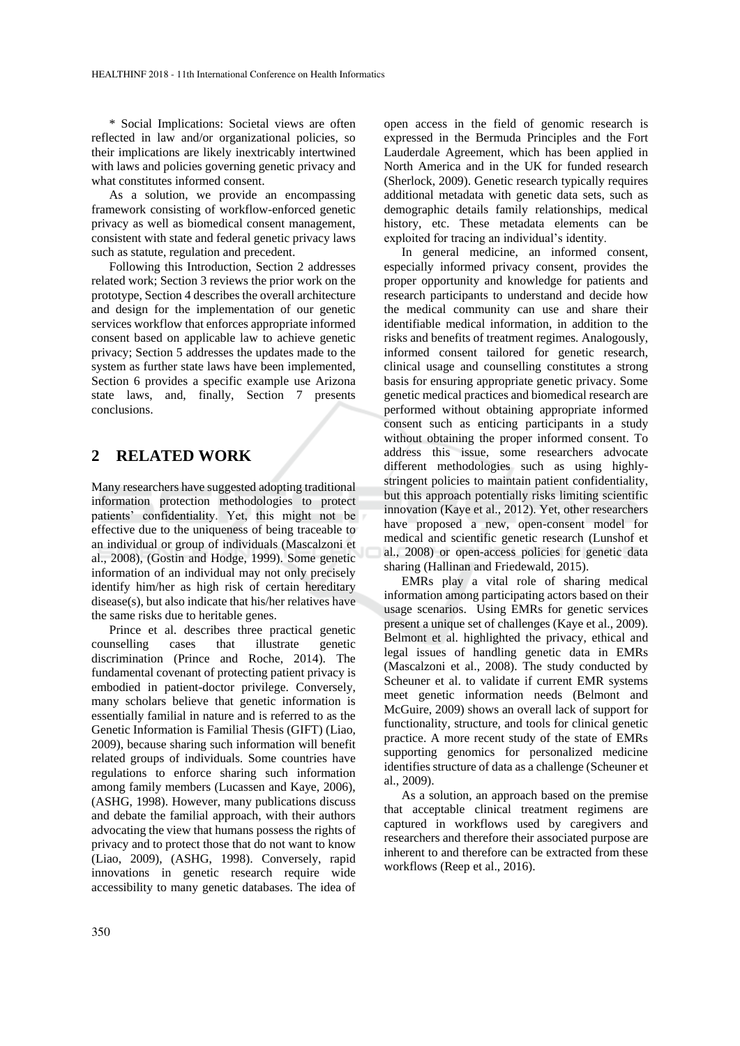* Social Implications: Societal views are often reflected in law and/or organizational policies, so their implications are likely inextricably intertwined with laws and policies governing genetic privacy and what constitutes informed consent.

As a solution, we provide an encompassing framework consisting of workflow-enforced genetic privacy as well as biomedical consent management, consistent with state and federal genetic privacy laws such as statute, regulation and precedent.

Following this Introduction, Section 2 addresses related work; Section 3 reviews the prior work on the prototype, Section 4 describes the overall architecture and design for the implementation of our genetic services workflow that enforces appropriate informed consent based on applicable law to achieve genetic privacy; Section 5 addresses the updates made to the system as further state laws have been implemented, Section 6 provides a specific example use Arizona state laws, and, finally, Section 7 presents conclusions.

## 2 RELATED WORK

Many researchers have suggested adopting traditional information protection methodologies to protect patients' confidentiality. Yet, this might not be effective due to the uniqueness of being traceable to an individual or group of individuals (Mascalzoni et al., 2008), (Gostin and Hodge, 1999). Some genetic information of an individual may not only precisely identify him/her as high risk of certain hereditary disease(s), but also indicate that his/her relatives have the same risks due to heritable genes.

Prince et al. describes three practical genetic counselling cases that illustrate genetic discrimination (Prince and Roche, 2014). The fundamental covenant of protecting patient privacy is embodied in patient-doctor privilege. Conversely, many scholars believe that genetic information is essentially familial in nature and is referred to as the Genetic Information is Familial Thesis (GIFT) (Liao, 2009), because sharing such information will benefit related groups of individuals. Some countries have regulations to enforce sharing such information among family members (Lucassen and Kaye, 2006), (ASHG, 1998). However, many publications discuss and debate the familial approach, with their authors advocating the view that humans possess the rights of privacy and to protect those that do not want to know (Liao, 2009), (ASHG, 1998). Conversely, rapid innovations in genetic research require wide accessibility to many genetic databases. The idea of open access in the field of genomic research is expressed in the Bermuda Principles and the Fort Lauderdale Agreement, which has been applied in North America and in the UK for funded research (Sherlock, 2009). Genetic research typically requires additional metadata with genetic data sets, such as demographic details family relationships, medical history, etc. These metadata elements can be exploited for tracing an individual's identity.

In general medicine, an informed consent, especially informed privacy consent, provides the proper opportunity and knowledge for patients and research participants to understand and decide how the medical community can use and share their identifiable medical information, in addition to the risks and benefits of treatment regimes. Analogously, informed consent tailored for genetic research, clinical usage and counselling constitutes a strong basis for ensuring appropriate genetic privacy. Some genetic medical practices and biomedical research are performed without obtaining appropriate informed consent such as enticing participants in a study without obtaining the proper informed consent. To address this issue, some researchers advocate different methodologies such as using highly-stringent policies to maintain patient confidentiality, but this approach potentially risks limiting scientific innovation (Kaye et al., 2012). Yet, other researchers have proposed a new, open-consent model for medical and scientific genetic research (Lunshof et al., 2008) or open-access policies for genetic data sharing (Hallinan and Friedewald, 2015).

EMRs play a vital role of sharing medical information among participating actors based on their usage scenarios. Using EMRs for genetic services present a unique set of challenges (Kaye et al., 2009). Belmont et al. highlighted the privacy, ethical and legal issues of handling genetic data in EMRs (Mascalzoni et al., 2008). The study conducted by Scheuner et al. to validate if current EMR systems meet genetic information needs (Belmont and McGuire, 2009) shows an overall lack of support for functionality, structure, and tools for clinical genetic practice. A more recent study of the state of EMRs supporting genomics for personalized medicine identifies structure of data as a challenge (Scheuner et al., 2009).

As a solution, an approach based on the premise that acceptable clinical treatment regimens are captured in workflows used by caregivers and researchers and therefore their associated purpose are inherent to and therefore can be extracted from these workflows (Reep et al., 2016).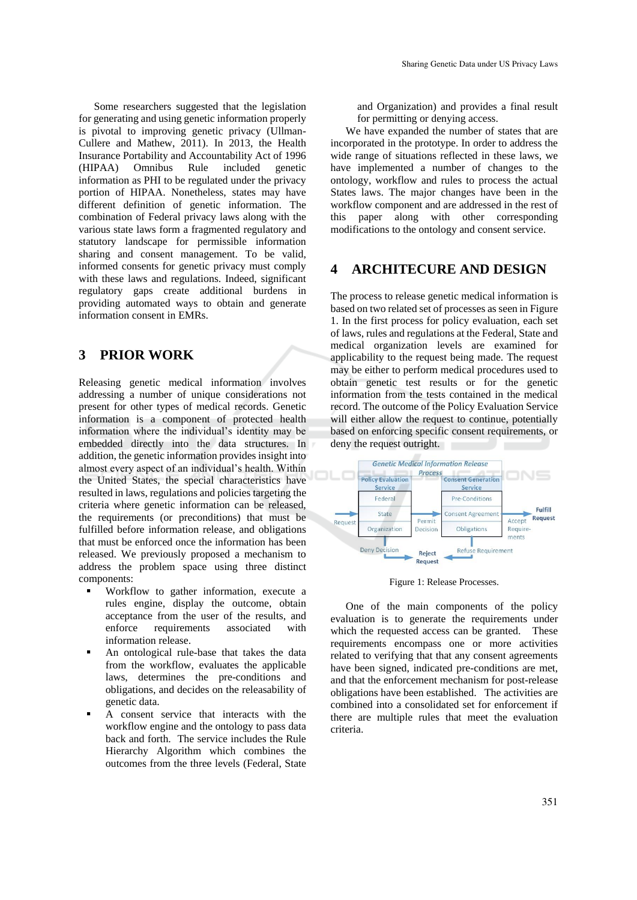Some researchers suggested that the legislation for generating and using genetic information properly is pivotal to improving genetic privacy (Ullman-Cullere and Mathew, 2011). In 2013, the Health Insurance Portability and Accountability Act of 1996 (HIPAA) Omnibus Rule included genetic information as PHI to be regulated under the privacy portion of HIPAA. Nonetheless, states may have different definition of genetic information. The combination of Federal privacy laws along with the various state laws form a fragmented regulatory and statutory landscape for permissible information sharing and consent management. To be valid, informed consents for genetic privacy must comply with these laws and regulations. Indeed, significant regulatory gaps create additional burdens in providing automated ways to obtain and generate information consent in EMRs.

## 3 PRIOR WORK

Releasing genetic medical information involves addressing a number of unique considerations not present for other types of medical records. Genetic information is a component of protected health information where the individual's identity may be embedded directly into the data structures. In addition, the genetic information provides insight into almost every aspect of an individual's health. Within the United States, the special characteristics have resulted in laws, regulations and policies targeting the criteria where genetic information can be released, the requirements (or preconditions) that must be fulfilled before information release, and obligations that must be enforced once the information has been released. We previously proposed a mechanism to address the problem space using three distinct components:

- Workflow to gather information, execute a rules engine, display the outcome, obtain acceptance from the user of the results, and enforce requirements associated with information release.
- An ontological rule-base that takes the data from the workflow, evaluates the applicable laws, determines the pre-conditions and obligations, and decides on the releasability of genetic data.
- A consent service that interacts with the workflow engine and the ontology to pass data back and forth. The service includes the Rule Hierarchy Algorithm which combines the outcomes from the three levels (Federal, State and Organization) and provides a final result for permitting or denying access.

We have expanded the number of states that are incorporated in the prototype. In order to address the wide range of situations reflected in these laws, we have implemented a number of changes to the ontology, workflow and rules to process the actual States laws. The major changes have been in the workflow component and are addressed in the rest of this paper along with other corresponding modifications to the ontology and consent service.

## 4 ARCHITECURE AND DESIGN

The process to release genetic medical information is based on two related set of processes as seen in Figure 1. In the first process for policy evaluation, each set of laws, rules and regulations at the Federal, State and medical organization levels are examined for applicability to the request being made. The request may be either to perform medical procedures used to obtain genetic test results or for the genetic information from the tests contained in the medical record. The outcome of the Policy Evaluation Service will either allow the request to continue, potentially based on enforcing specific consent requirements, or deny the request outright.

Figure 1: Release Processes.

One of the main components of the policy evaluation is to generate the requirements under which the requested access can be granted. These requirements encompass one or more activities related to verifying that that any consent agreements have been signed, indicated pre-conditions are met, and that the enforcement mechanism for post-release obligations have been established. The activities are combined into a consolidated set for enforcement if there are multiple rules that meet the evaluation criteria.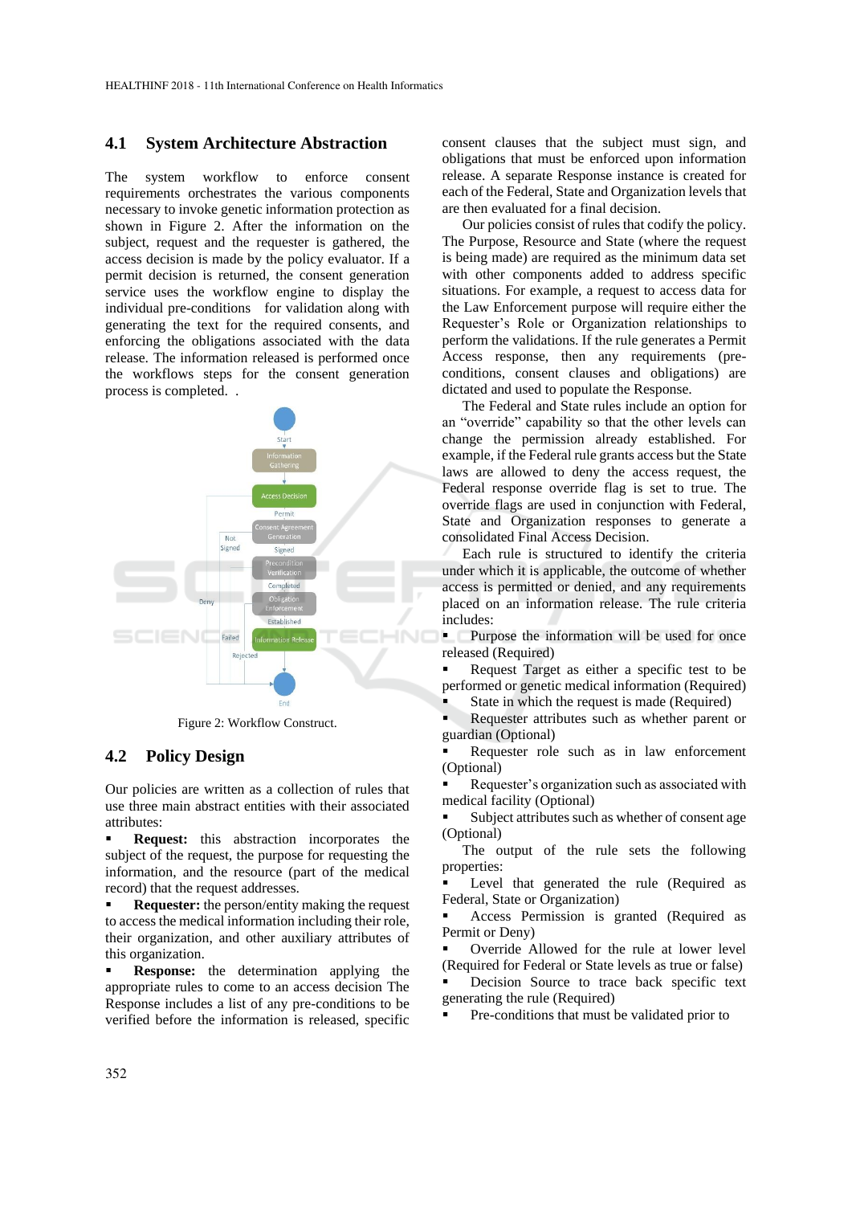## 4.1 System Architecture Abstraction

The system workflow to enforce consent requirements orchestrates the various components necessary to invoke genetic information protection as shown in Figure 2. After the information on the subject, request and the requester is gathered, the access decision is made by the policy evaluator. If a permit decision is returned, the consent generation service uses the workflow engine to display the individual pre-conditions for validation along with generating the text for the required consents, and enforcing the obligations associated with the data release. The information released is performed once the workflows steps for the consent generation process is completed. .

Figure 2: Workflow Construct.

## 4.2 Policy Design

Our policies are written as a collection of rules that use three main abstract entities with their associated attributes:

- **Request:** this abstraction incorporates the subject of the request, the purpose for requesting the information, and the resource (part of the medical record) that the request addresses.
- **Requester:** the person/entity making the request to access the medical information including their role, their organization, and other auxiliary attributes of this organization.
- **Response:** the determination applying the appropriate rules to come to an access decision The Response includes a list of any pre-conditions to be verified before the information is released, specific consent clauses that the subject must sign, and obligations that must be enforced upon information release. A separate Response instance is created for each of the Federal, State and Organization levels that are then evaluated for a final decision.

Our policies consist of rules that codify the policy. The Purpose, Resource and State (where the request is being made) are required as the minimum data set with other components added to address specific situations. For example, a request to access data for the Law Enforcement purpose will require either the Requester's Role or Organization relationships to perform the validations. If the rule generates a Permit Access response, then any requirements (pre-conditions, consent clauses and obligations) are dictated and used to populate the Response.

The Federal and State rules include an option for an "override" capability so that the other levels can change the permission already established. For example, if the Federal rule grants access but the State laws are allowed to deny the access request, the Federal response override flag is set to true. The override flags are used in conjunction with Federal, State and Organization responses to generate a consolidated Final Access Decision.

Each rule is structured to identify the criteria under which it is applicable, the outcome of whether access is permitted or denied, and any requirements placed on an information release. The rule criteria includes:

- Purpose the information will be used for once released (Required)
- Request Target as either a specific test to be performed or genetic medical information (Required)
- State in which the request is made (Required)
- Requester attributes such as whether parent or guardian (Optional)
- Requester role such as in law enforcement (Optional)
- Requester's organization such as associated with medical facility (Optional)
- Subject attributes such as whether of consent age (Optional)

The output of the rule sets the following properties:

- Level that generated the rule (Required as Federal, State or Organization)
- Access Permission is granted (Required as Permit or Deny)
- Override Allowed for the rule at lower level (Required for Federal or State levels as true or false)
- Decision Source to trace back specific text generating the rule (Required)
- Pre-conditions that must be validated prior to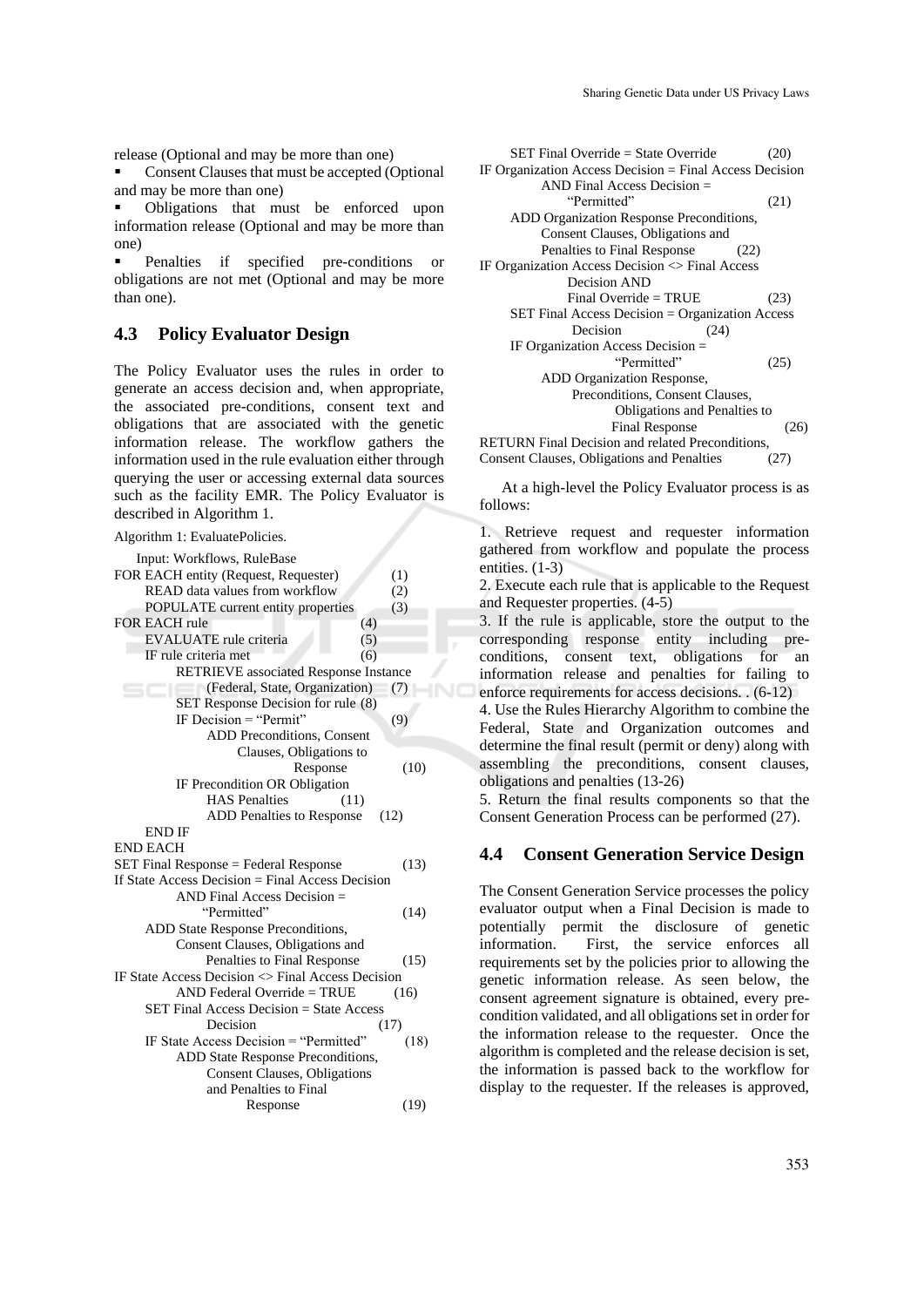release (Optional and may be more than one)

- Consent Clauses that must be accepted (Optional and may be more than one)
- Obligations that must be enforced upon information release (Optional and may be more than one)
- Penalties if specified pre-conditions or obligations are not met (Optional and may be more than one).

## 4.3 Policy Evaluator Design

The Policy Evaluator uses the rules in order to generate an access decision and, when appropriate, the associated pre-conditions, consent text and obligations that are associated with the genetic information release. The workflow gathers the information used in the rule evaluation either through querying the user or accessing external data sources such as the facility EMR. The Policy Evaluator is described in Algorithm 1.

Algorithm 1: EvaluatePolicies.

```
    Input: Workflows, RuleBase
FOR EACH entity (Request, Requester)                    (1)
      READ data values from workflow                    (2)
      POPULATE current entity properties                (3)
FOR EACH rule                                           (4)
      EVALUATE rule criteria                            (5)
      IF rule criteria met                              (6)
            RETRIEVE associated Response Instance
                  (Federal, State, Organization)        (7)
            SET Response Decision for rule              (8)
            IF Decision = "Permit"                      (9)
                  ADD Preconditions, Consent
                        Clauses, Obligations to
                              Response                  (10)
            IF Precondition OR Obligation
                  HAS Penalties                         (11)
                  ADD Penalties to Response             (12)
      END IF
END EACH
SET Final Response = Federal Response                   (13)
If State Access Decision = Final Access Decision
            AND Final Access Decision =
                  "Permitted"                           (14)
      ADD State Response Preconditions,
            Consent Clauses, Obligations and
                  Penalties to Final Response           (15)
IF State Access Decision <> Final Access Decision
            AND Federal Override = TRUE                 (16)
      SET Final Access Decision = State Access
                  Decision                              (17)
      IF State Access Decision = "Permitted"            (18)
            ADD State Response Preconditions,
                  Consent Clauses, Obligations
                  and Penalties to Final
                        Response                        (19)
      SET Final Override = State Override               (20)
IF Organization Access Decision = Final Access Decision
            AND Final Access Decision =
                  "Permitted"                           (21)
      ADD Organization Response Preconditions,
            Consent Clauses, Obligations and
            Penalties to Final Response                 (22)
IF Organization Access Decision <> Final Access
                  Decision AND
                  Final Override = TRUE                 (23)
      SET Final Access Decision = Organization Access
                  Decision                              (24)
      IF Organization Access Decision =
                  "Permitted"                           (25)
            ADD Organization Response,
                  Preconditions, Consent Clauses,
                        Obligations and Penalties to
                        Final Response                  (26)
RETURN Final Decision and related Preconditions,
Consent Clauses, Obligations and Penalties              (27)
```

At a high-level the Policy Evaluator process is as follows:

1. Retrieve request and requester information gathered from workflow and populate the process entities. (1-3)
2. Execute each rule that is applicable to the Request and Requester properties. (4-5)
3. If the rule is applicable, store the output to the corresponding response entity including pre-conditions, consent text, obligations for an information release and penalties for failing to enforce requirements for access decisions. . (6-12)
4. Use the Rules Hierarchy Algorithm to combine the Federal, State and Organization outcomes and determine the final result (permit or deny) along with assembling the preconditions, consent clauses, obligations and penalties (13-26)
5. Return the final results components so that the Consent Generation Process can be performed (27).

## 4.4 Consent Generation Service Design

The Consent Generation Service processes the policy evaluator output when a Final Decision is made to potentially permit the disclosure of genetic information. First, the service enforces all requirements set by the policies prior to allowing the genetic information release. As seen below, the consent agreement signature is obtained, every pre-condition validated, and all obligations set in order for the information release to the requester. Once the algorithm is completed and the release decision is set, the information is passed back to the workflow for display to the requester. If the releases is approved,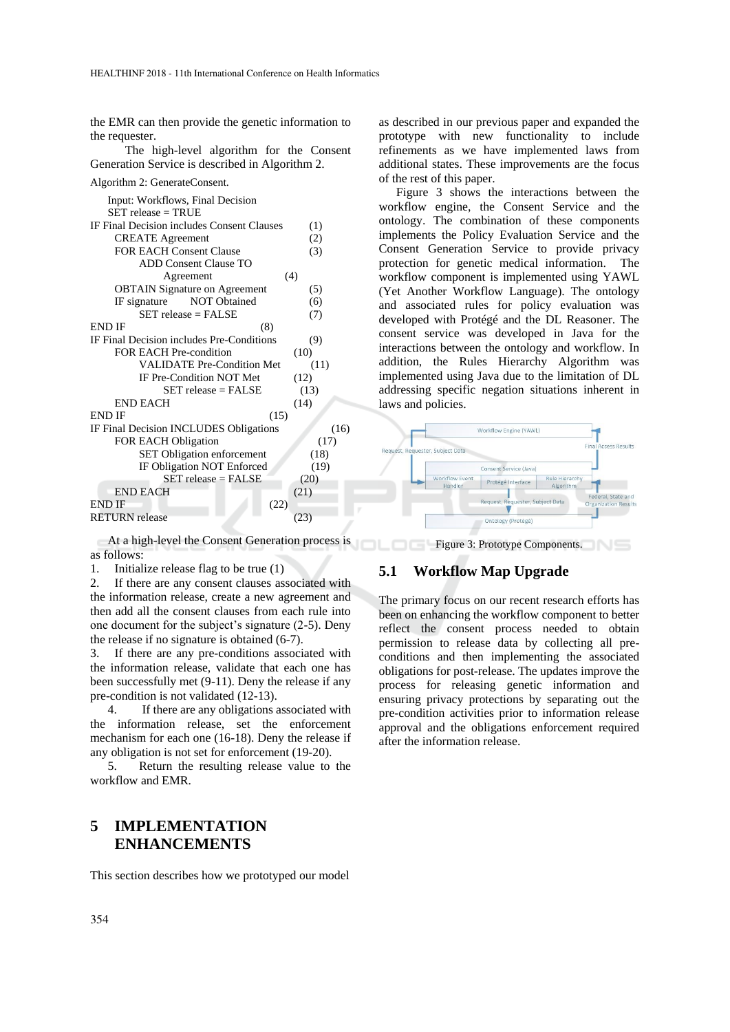the EMR can then provide the genetic information to the requester.

The high-level algorithm for the Consent Generation Service is described in Algorithm 2.

Algorithm 2: GenerateConsent.

```
    Input: Workflows, Final Decision
    SET release = TRUE
IF Final Decision includes Consent Clauses        (1)
    CREATE Agreement                              (2)
    FOR EACH Consent Clause                       (3)
        ADD Consent Clause TO
            Agreement                             (4)
    OBTAIN Signature on Agreement                 (5)
    IF signature    NOT Obtained                  (6)
        SET release = FALSE                       (7)
END IF                                            (8)
IF Final Decision includes Pre-Conditions         (9)
    FOR EACH Pre-condition                        (10)
        VALIDATE Pre-Condition Met                (11)
        IF Pre-Condition NOT Met                  (12)
            SET release = FALSE                   (13)
    END EACH                                      (14)
END IF                                            (15)
IF Final Decision INCLUDES Obligations            (16)
    FOR EACH Obligation                           (17)
        SET Obligation enforcement                (18)
        IF Obligation NOT Enforced                (19)
            SET release = FALSE                   (20)
    END EACH                                      (21)
END IF                                            (22)
RETURN release                                    (23)
```

At a high-level the Consent Generation process is as follows:

1. Initialize release flag to be true (1)
2. If there are any consent clauses associated with the information release, create a new agreement and then add all the consent clauses from each rule into one document for the subject's signature (2-5). Deny the release if no signature is obtained (6-7).
3. If there are any pre-conditions associated with the information release, validate that each one has been successfully met (9-11). Deny the release if any pre-condition is not validated (12-13).
4. If there are any obligations associated with the information release, set the enforcement mechanism for each one (16-18). Deny the release if any obligation is not set for enforcement (19-20).
5. Return the resulting release value to the workflow and EMR.

# 5 IMPLEMENTATION ENHANCEMENTS

This section describes how we prototyped our model as described in our previous paper and expanded the prototype with new functionality to include refinements as we have implemented laws from additional states. These improvements are the focus of the rest of this paper.

Figure 3 shows the interactions between the workflow engine, the Consent Service and the ontology. The combination of these components implements the Policy Evaluation Service and the Consent Generation Service to provide privacy protection for genetic medical information. The workflow component is implemented using YAWL (Yet Another Workflow Language). The ontology and associated rules for policy evaluation was developed with Protégé and the DL Reasoner. The consent service was developed in Java for the interactions between the ontology and workflow. In addition, the Rules Hierarchy Algorithm was implemented using Java due to the limitation of DL addressing specific negation situations inherent in laws and policies.

Figure 3: Prototype Components.

## 5.1 Workflow Map Upgrade

The primary focus on our recent research efforts has been on enhancing the workflow component to better reflect the consent process needed to obtain permission to release data by collecting all pre-conditions and then implementing the associated obligations for post-release. The updates improve the process for releasing genetic information and ensuring privacy protections by separating out the pre-condition activities prior to information release approval and the obligations enforcement required after the information release.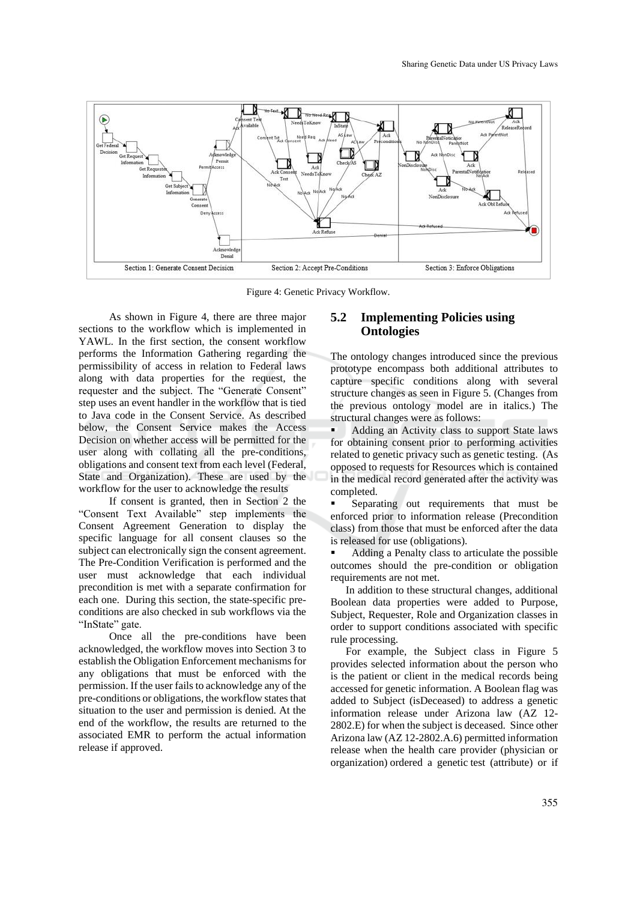Figure 4: Genetic Privacy Workflow.

As shown in Figure 4, there are three major sections to the workflow which is implemented in YAWL. In the first section, the consent workflow performs the Information Gathering regarding the permissibility of access in relation to Federal laws along with data properties for the request, the requester and the subject. The "Generate Consent" step uses an event handler in the workflow that is tied to Java code in the Consent Service. As described below, the Consent Service makes the Access Decision on whether access will be permitted for the user along with collating all the pre-conditions, obligations and consent text from each level (Federal, State and Organization). These are used by the workflow for the user to acknowledge the results

If consent is granted, then in Section 2 the "Consent Text Available" step implements the Consent Agreement Generation to display the specific language for all consent clauses so the subject can electronically sign the consent agreement. The Pre-Condition Verification is performed and the user must acknowledge that each individual precondition is met with a separate confirmation for each one. During this section, the state-specific pre-conditions are also checked in sub workflows via the "InState" gate.

Once all the pre-conditions have been acknowledged, the workflow moves into Section 3 to establish the Obligation Enforcement mechanisms for any obligations that must be enforced with the permission. If the user fails to acknowledge any of the pre-conditions or obligations, the workflow states that situation to the user and permission is denied. At the end of the workflow, the results are returned to the associated EMR to perform the actual information release if approved.

## 5.2 Implementing Policies using Ontologies

The ontology changes introduced since the previous prototype encompass both additional attributes to capture specific conditions along with several structure changes as seen in Figure 5. (Changes from the previous ontology model are in italics.) The structural changes were as follows:

- Adding an Activity class to support State laws for obtaining consent prior to performing activities related to genetic privacy such as genetic testing. (As opposed to requests for Resources which is contained in the medical record generated after the activity was completed.
- Separating out requirements that must be enforced prior to information release (Precondition class) from those that must be enforced after the data is released for use (obligations).
- Adding a Penalty class to articulate the possible outcomes should the pre-condition or obligation requirements are not met.

In addition to these structural changes, additional Boolean data properties were added to Purpose, Subject, Requester, Role and Organization classes in order to support conditions associated with specific rule processing.

For example, the Subject class in Figure 5 provides selected information about the person who is the patient or client in the medical records being accessed for genetic information. A Boolean flag was added to Subject (isDeceased) to address a genetic information release under Arizona law (AZ 12-2802.E) for when the subject is deceased. Since other Arizona law (AZ 12-2802.A.6) permitted information release when the health care provider (physician or organization) ordered a genetic test (attribute) or if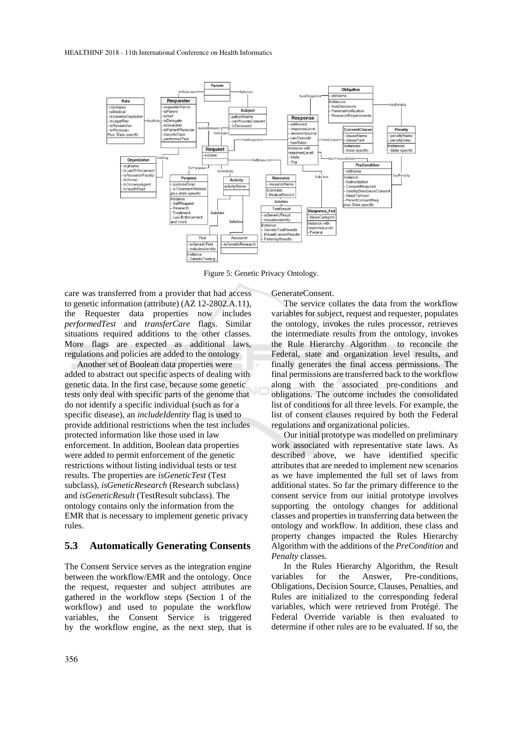Figure 5: Genetic Privacy Ontology.

care was transferred from a provider that had access to genetic information (attribute) (AZ 12-2802.A.11), the Requester data properties now includes *performedTest* and *transferCare* flags. Similar situations required additions to the other classes. More flags are expected as additional laws, regulations and policies are added to the ontology

Another set of Boolean data properties were added to abstract out specific aspects of dealing with genetic data. In the first case, because some genetic tests only deal with specific parts of the genome that do not identify a specific individual (such as for a specific disease), an *includeIdentity* flag is used to provide additional restrictions when the test includes protected information like those used in law enforcement. In addition, Boolean data properties were added to permit enforcement of the genetic restrictions without listing individual tests or test results. The properties are *isGeneticTest* (Test subclass), *isGeneticResearch* (Research subclass) and *isGeneticResult* (TestResult subclass). The ontology contains only the information from the EMR that is necessary to implement genetic privacy rules.

### 5.3 Automatically Generating Consents

The Consent Service serves as the integration engine between the workflow/EMR and the ontology. Once the request, requester and subject attributes are gathered in the workflow steps (Section 1 of the workflow) and used to populate the workflow variables, the Consent Service is triggered by the workflow engine, as the next step, that is GenerateConsent.

The service collates the data from the workflow variables for subject, request and requester, populates the ontology, invokes the rules processor, retrieves the intermediate results from the ontology, invokes the Rule Hierarchy Algorithm to reconcile the Federal, state and organization level results, and finally generates the final access permissions. The final permissions are transferred back to the workflow along with the associated pre-conditions and obligations. The outcome includes the consolidated list of conditions for all three levels. For example, the list of consent clauses required by both the Federal regulations and organizational policies.

Our initial prototype was modelled on preliminary work associated with representative state laws. As described above, we have identified specific attributes that are needed to implement new scenarios as we have implemented the full set of laws from additional states. So far the primary difference to the consent service from our initial prototype involves supporting the ontology changes for additional classes and properties in transferring data between the ontology and workflow. In addition, these class and property changes impacted the Rules Hierarchy Algorithm with the additions of the *PreCondition* and *Penalty* classes.

In the Rules Hierarchy Algorithm, the Result variables for the Answer, Pre-conditions, Obligations, Decision Source, Clauses, Penalties, and Rules are initialized to the corresponding federal variables, which were retrieved from Protégé. The Federal Override variable is then evaluated to determine if other rules are to be evaluated. If so, the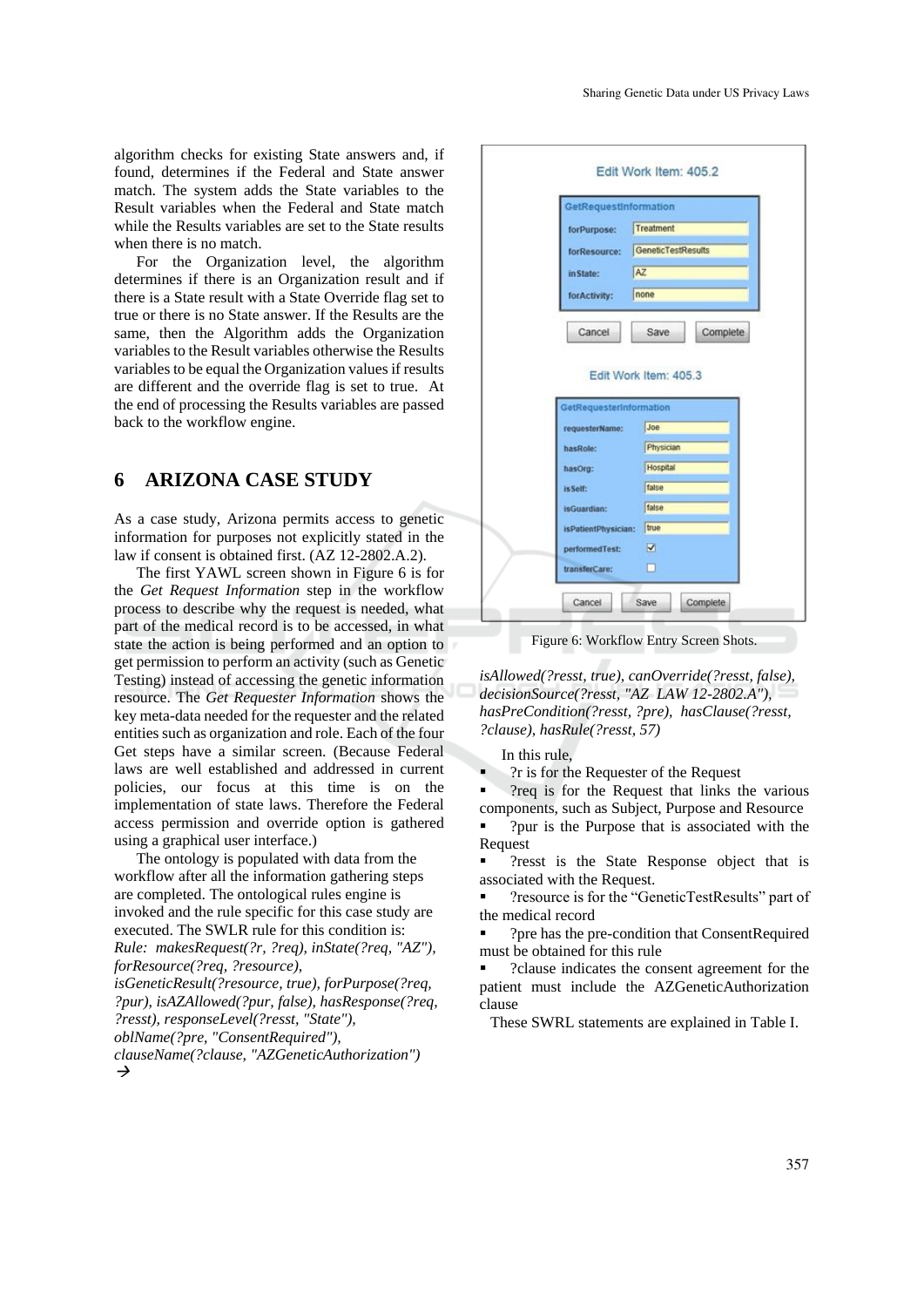algorithm checks for existing State answers and, if found, determines if the Federal and State answer match. The system adds the State variables to the Result variables when the Federal and State match while the Results variables are set to the State results when there is no match.

For the Organization level, the algorithm determines if there is an Organization result and if there is a State result with a State Override flag set to true or there is no State answer. If the Results are the same, then the Algorithm adds the Organization variables to the Result variables otherwise the Results variables to be equal the Organization values if results are different and the override flag is set to true. At the end of processing the Results variables are passed back to the workflow engine.

## 6 ARIZONA CASE STUDY

As a case study, Arizona permits access to genetic information for purposes not explicitly stated in the law if consent is obtained first. (AZ 12-2802.A.2).

The first YAWL screen shown in Figure 6 is for the *Get Request Information* step in the workflow process to describe why the request is needed, what part of the medical record is to be accessed, in what state the action is being performed and an option to get permission to perform an activity (such as Genetic Testing) instead of accessing the genetic information resource. The *Get Requester Information* shows the key meta-data needed for the requester and the related entities such as organization and role. Each of the four Get steps have a similar screen. (Because Federal laws are well established and addressed in current policies, our focus at this time is on the implementation of state laws. Therefore the Federal access permission and override option is gathered using a graphical user interface.)

Figure 6: Workflow Entry Screen Shots.

The ontology is populated with data from the workflow after all the information gathering steps are completed. The ontological rules engine is invoked and the rule specific for this case study are executed. The SWLR rule for this condition is:

*Rule: makesRequest(?r, ?req), inState(?req, "AZ"), forResource(?req, ?resource), isGeneticResult(?resource, true), forPurpose(?req, ?pur), isAZAllowed(?pur, false), hasResponse(?req, ?resst), responseLevel(?resst, "State"), oblName(?pre, "ConsentRequired"), clauseName(?clause, "AZGeneticAuthorization")*
→
*isAllowed(?resst, true), canOverride(?resst, false), decisionSource(?resst, "AZ LAW 12-2802.A"), hasPreCondition(?resst, ?pre), hasClause(?resst, ?clause), hasRule(?resst, 57)*

In this rule,

- ?r is for the Requester of the Request
- ?req is for the Request that links the various components, such as Subject, Purpose and Resource
- ?pur is the Purpose that is associated with the Request
- ?resst is the State Response object that is associated with the Request.
- ?resource is for the "GeneticTestResults" part of the medical record
- ?pre has the pre-condition that ConsentRequired must be obtained for this rule
- ?clause indicates the consent agreement for the patient must include the AZGeneticAuthorization clause

These SWRL statements are explained in Table I.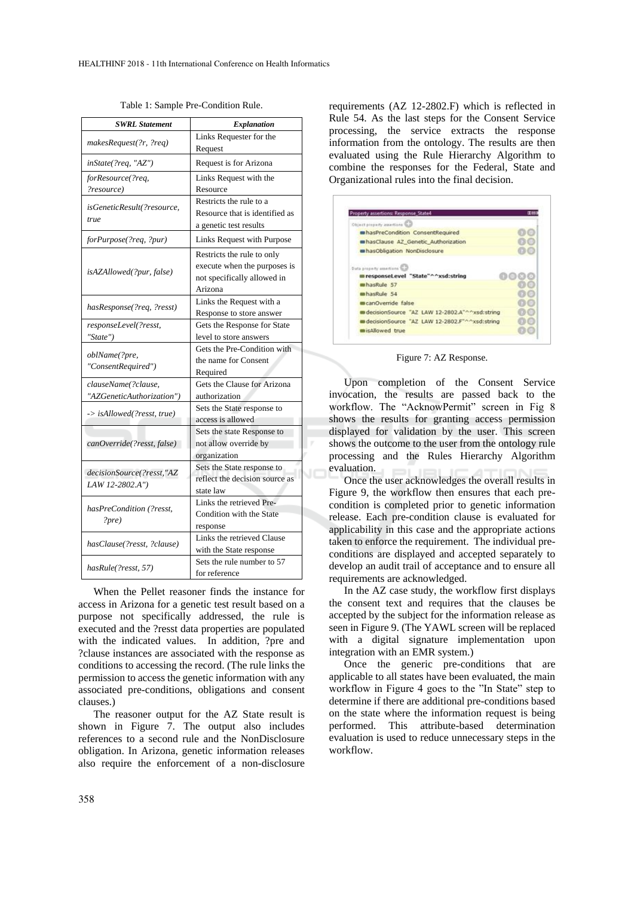Table 1: Sample Pre-Condition Rule.

| SWRL Statement | Explanation |
|---|---|
| *makesRequest(?r, ?req)* | Links Requester for the Request |
| *inState(?req, "AZ")* | Request is for Arizona |
| *forResource(?req, ?resource)* | Links Request with the Resource |
| *isGeneticResult(?resource, true* | Restricts the rule to a Resource that is identified as a genetic test results |
| *forPurpose(?req, ?pur)* | Links Request with Purpose |
| *isAZAllowed(?pur, false)* | Restricts the rule to only execute when the purposes is not specifically allowed in Arizona |
| *hasResponse(?req, ?resst)* | Links the Request with a Response to store answer |
| *responseLevel(?resst, "State")* | Gets the Response for State level to store answers |
| *oblName(?pre, "ConsentRequired")* | Gets the Pre-Condition with the name for Consent Required |
| *clauseName(?clause, "AZGeneticAuthorization")* | Gets the Clause for Arizona authorization |
| *-> isAllowed(?resst, true)* | Sets the State response to access is allowed |
| *canOverride(?resst, false)* | Sets the state Response to not allow override by organization |
| *decisionSource(?resst,"AZ LAW 12-2802.A")* | Sets the State response to reflect the decision source as state law |
| *hasPreCondition (?resst, ?pre)* | Links the retrieved Pre-Condition with the State response |
| *hasClause(?resst, ?clause)* | Links the retrieved Clause with the State response |
| *hasRule(?resst, 57)* | Sets the rule number to 57 for reference |

When the Pellet reasoner finds the instance for access in Arizona for a genetic test result based on a purpose not specifically addressed, the rule is executed and the ?resst data properties are populated with the indicated values. In addition, ?pre and ?clause instances are associated with the response as conditions to accessing the record. (The rule links the permission to access the genetic information with any associated pre-conditions, obligations and consent clauses.)

The reasoner output for the AZ State result is shown in Figure 7. The output also includes references to a second rule and the NonDisclosure obligation. In Arizona, genetic information releases also require the enforcement of a non-disclosure requirements (AZ 12-2802.F) which is reflected in Rule 54. As the last steps for the Consent Service processing, the service extracts the response information from the ontology. The results are then evaluated using the Rule Hierarchy Algorithm to combine the responses for the Federal, State and Organizational rules into the final decision.

Figure 7: AZ Response.

Upon completion of the Consent Service invocation, the results are passed back to the workflow. The "AcknowPermit" screen in Fig 8 shows the results for granting access permission displayed for validation by the user. This screen shows the outcome to the user from the ontology rule processing and the Rules Hierarchy Algorithm evaluation.

Once the user acknowledges the overall results in Figure 9, the workflow then ensures that each pre-condition is completed prior to genetic information release. Each pre-condition clause is evaluated for applicability in this case and the appropriate actions taken to enforce the requirement. The individual pre-conditions are displayed and accepted separately to develop an audit trail of acceptance and to ensure all requirements are acknowledged.

In the AZ case study, the workflow first displays the consent text and requires that the clauses be accepted by the subject for the information release as seen in Figure 9. (The YAWL screen will be replaced with a digital signature implementation upon integration with an EMR system.)

Once the generic pre-conditions that are applicable to all states have been evaluated, the main workflow in Figure 4 goes to the "In State" step to determine if there are additional pre-conditions based on the state where the information request is being performed. This attribute-based determination evaluation is used to reduce unnecessary steps in the workflow.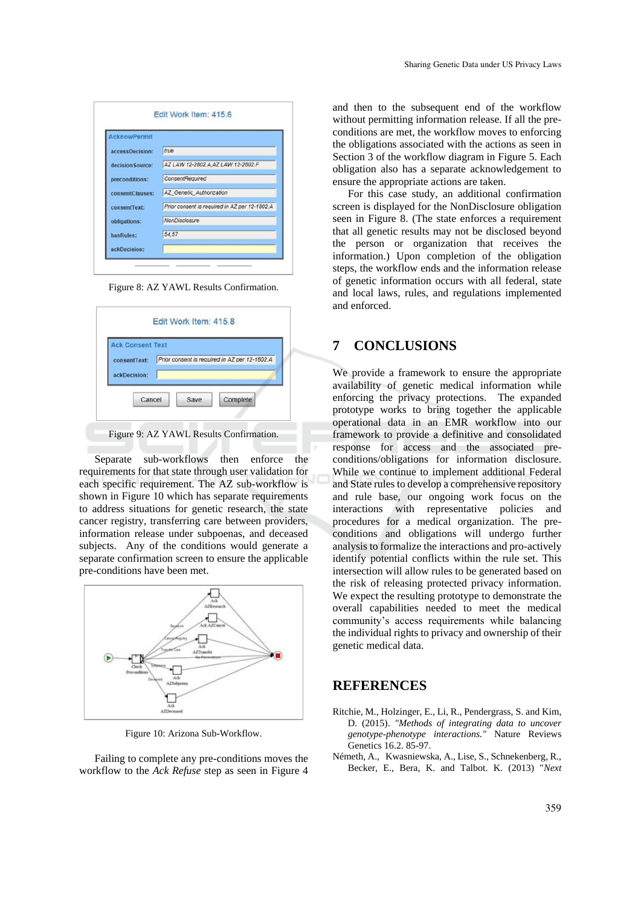Figure 8: AZ YAWL Results Confirmation.

Figure 9: AZ YAWL Results Confirmation.

Separate sub-workflows then enforce the requirements for that state through user validation for each specific requirement. The AZ sub-workflow is shown in Figure 10 which has separate requirements to address situations for genetic research, the state cancer registry, transferring care between providers, information release under subpoenas, and deceased subjects. Any of the conditions would generate a separate confirmation screen to ensure the applicable pre-conditions have been met.

Figure 10: Arizona Sub-Workflow.

Failing to complete any pre-conditions moves the workflow to the *Ack Refuse* step as seen in Figure 4 and then to the subsequent end of the workflow without permitting information release. If all the pre-conditions are met, the workflow moves to enforcing the obligations associated with the actions as seen in Section 3 of the workflow diagram in Figure 5. Each obligation also has a separate acknowledgement to ensure the appropriate actions are taken.

For this case study, an additional confirmation screen is displayed for the NonDisclosure obligation seen in Figure 8. (The state enforces a requirement that all genetic results may not be disclosed beyond the person or organization that receives the information.) Upon completion of the obligation steps, the workflow ends and the information release of genetic information occurs with all federal, state and local laws, rules, and regulations implemented and enforced.

## 7 CONCLUSIONS

We provide a framework to ensure the appropriate availability of genetic medical information while enforcing the privacy protections. The expanded prototype works to bring together the applicable operational data in an EMR workflow into our framework to provide a definitive and consolidated response for access and the associated pre-conditions/obligations for information disclosure. While we continue to implement additional Federal and State rules to develop a comprehensive repository and rule base, our ongoing work focus on the interactions with representative policies and procedures for a medical organization. The pre-conditions and obligations will undergo further analysis to formalize the interactions and pro-actively identify potential conflicts within the rule set. This intersection will allow rules to be generated based on the risk of releasing protected privacy information. We expect the resulting prototype to demonstrate the overall capabilities needed to meet the medical community's access requirements while balancing the individual rights to privacy and ownership of their genetic medical data.

## REFERENCES

Ritchie, M., Holzinger, E., Li, R., Pendergrass, S. and Kim, D. (2015). *"Methods of integrating data to uncover genotype-phenotype interactions."* Nature Reviews Genetics 16.2. 85-97.

Németh, A., Kwasniewska, A., Lise, S., Schnekenberg, R., Becker, E., Bera, K. and Talbot. K. (2013) "*Next*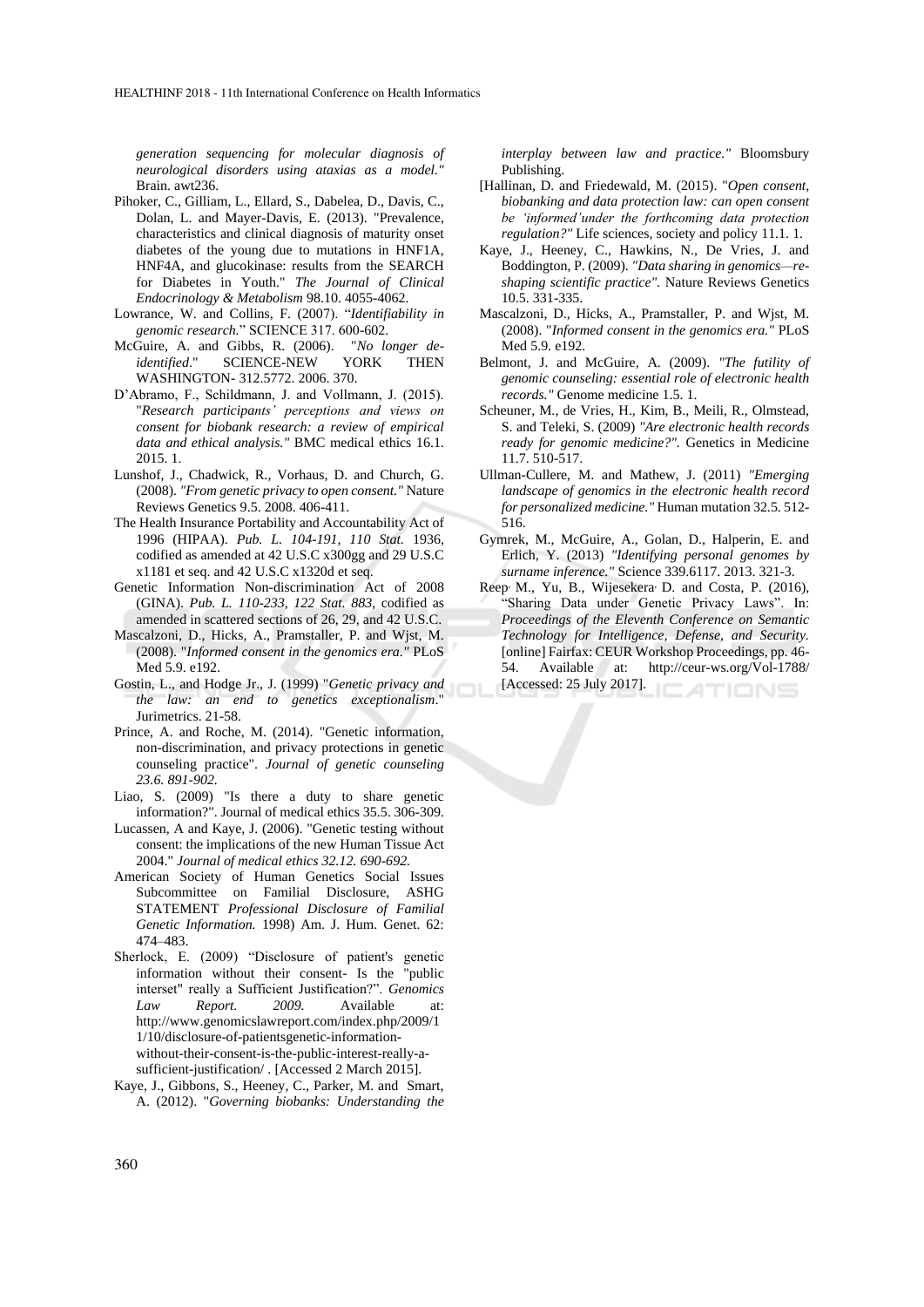*generation sequencing for molecular diagnosis of neurological disorders using ataxias as a model."* Brain. awt236.

Pihoker, C., Gilliam, L., Ellard, S., Dabelea, D., Davis, C., Dolan, L. and Mayer-Davis, E. (2013). "Prevalence, characteristics and clinical diagnosis of maturity onset diabetes of the young due to mutations in HNF1A, HNF4A, and glucokinase: results from the SEARCH for Diabetes in Youth." *The Journal of Clinical Endocrinology & Metabolism* 98.10. 4055-4062.

Lowrance, W. and Collins, F. (2007). "*Identifiability in genomic research.*" SCIENCE 317. 600-602.

McGuire, A. and Gibbs, R. (2006). "*No longer de-identified*." SCIENCE-NEW YORK THEN WASHINGTON- 312.5772. 2006. 370.

D'Abramo, F., Schildmann, J. and Vollmann, J. (2015). "*Research participants' perceptions and views on consent for biobank research: a review of empirical data and ethical analysis."* BMC medical ethics 16.1. 2015. 1.

Lunshof, J., Chadwick, R., Vorhaus, D. and Church, G. (2008). *"From genetic privacy to open consent."* Nature Reviews Genetics 9.5. 2008. 406-411.

The Health Insurance Portability and Accountability Act of 1996 (HIPAA). *Pub. L. 104-191, 110 Stat.* 1936, codified as amended at 42 U.S.C x300gg and 29 U.S.C x1181 et seq. and 42 U.S.C x1320d et seq.

Genetic Information Non-discrimination Act of 2008 (GINA). *Pub. L. 110-233, 122 Stat. 883*, codified as amended in scattered sections of 26, 29, and 42 U.S.C.

Mascalzoni, D., Hicks, A., Pramstaller, P. and Wjst, M. (2008). "*Informed consent in the genomics era."* PLoS Med 5.9. e192.

Gostin, L., and Hodge Jr., J. (1999) "*Genetic privacy and the law: an end to genetics exceptionalism*." Jurimetrics. 21-58.

Prince, A. and Roche, M. (2014). "Genetic information, non-discrimination, and privacy protections in genetic counseling practice". *Journal of genetic counseling 23.6. 891-902.*

Liao, S. (2009) "Is there a duty to share genetic information?". Journal of medical ethics 35.5. 306-309.

Lucassen, A and Kaye, J. (2006). "Genetic testing without consent: the implications of the new Human Tissue Act 2004." *Journal of medical ethics 32.12. 690-692.*

American Society of Human Genetics Social Issues Subcommittee on Familial Disclosure, ASHG STATEMENT *Professional Disclosure of Familial Genetic Information.* 1998) Am. J. Hum. Genet. 62: 474–483.

Sherlock, E. (2009) "Disclosure of patient's genetic information without their consent- Is the "public interset" really a Sufficient Justification?". *Genomics Law Report. 2009.* Available at: http://www.genomicslawreport.com/index.php/2009/11/10/disclosure-of-patientsgenetic-information-without-their-consent-is-the-public-interest-really-a-sufficient-justification/ . [Accessed 2 March 2015].

Kaye, J., Gibbons, S., Heeney, C., Parker, M. and Smart, A. (2012). "*Governing biobanks: Understanding the interplay between law and practice."* Bloomsbury Publishing.

[Hallinan, D. and Friedewald, M. (2015). "*Open consent, biobanking and data protection law: can open consent be 'informed'under the forthcoming data protection regulation?"* Life sciences, society and policy 11.1. 1.

Kaye, J., Heeney, C., Hawkins, N., De Vries, J. and Boddington, P. (2009). *"Data sharing in genomics—re-shaping scientific practice".* Nature Reviews Genetics 10.5. 331-335.

Mascalzoni, D., Hicks, A., Pramstaller, P. and Wjst, M. (2008). "*Informed consent in the genomics era."* PLoS Med 5.9. e192.

Belmont, J. and McGuire, A. (2009). *"The futility of genomic counseling: essential role of electronic health records."* Genome medicine 1.5. 1.

Scheuner, M., de Vries, H., Kim, B., Meili, R., Olmstead, S. and Teleki, S. (2009) *"Are electronic health records ready for genomic medicine?".* Genetics in Medicine 11.7. 510-517.

Ullman-Cullere, M. and Mathew, J. (2011) *"Emerging landscape of genomics in the electronic health record for personalized medicine."* Human mutation 32.5. 512-516.

Gymrek, M., McGuire, A., Golan, D., Halperin, E. and Erlich, Y. (2013) *"Identifying personal genomes by surname inference."* Science 339.6117. 2013. 321-3.

Reep, M., Yu, B., Wijesekera, D. and Costa, P. (2016), "Sharing Data under Genetic Privacy Laws". In: *Proceedings of the Eleventh Conference on Semantic Technology for Intelligence, Defense, and Security.* [online] Fairfax: CEUR Workshop Proceedings, pp. 46-54. Available at: http://ceur-ws.org/Vol-1788/ [Accessed: 25 July 2017].